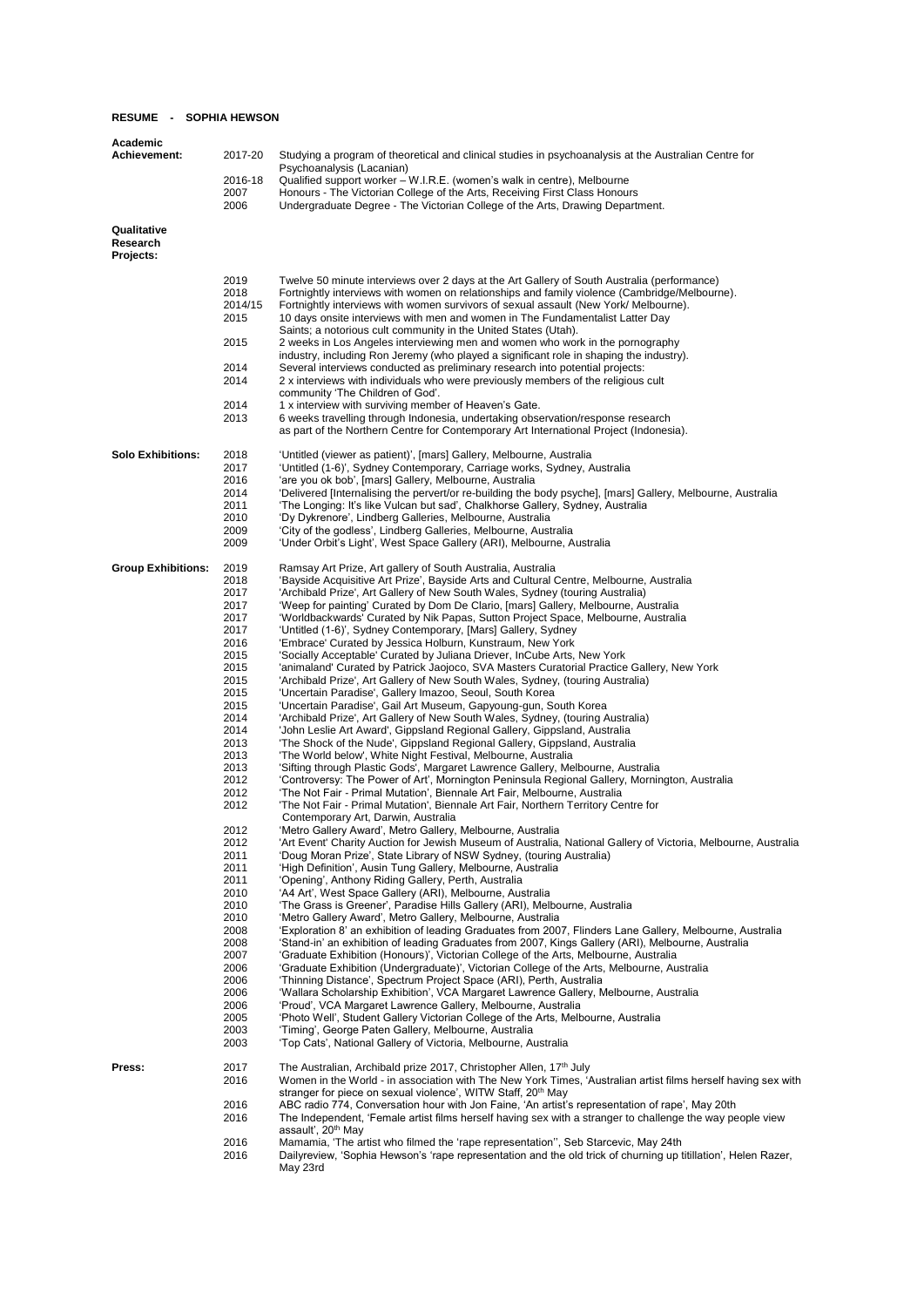# RESUME - SOPHIA HEWSON

## Academic Achievement:

| | |
|---|---|
| 2017-20 | Studying a program of theoretical and clinical studies in psychoanalysis at the Australian Centre for Psychoanalysis (Lacanian) |
| 2016-18 | Qualified support worker – W.I.R.E. (women's walk in centre), Melbourne |
| 2007 | Honours - The Victorian College of the Arts, Receiving First Class Honours |
| 2006 | Undergraduate Degree - The Victorian College of the Arts, Drawing Department. |

## Qualitative Research Projects:

| | |
|---|---|
| 2019 | Twelve 50 minute interviews over 2 days at the Art Gallery of South Australia (performance) |
| 2018 | Fortnightly interviews with women on relationships and family violence (Cambridge/Melbourne). |
| 2014/15 | Fortnightly interviews with women survivors of sexual assault (New York/ Melbourne). |
| 2015 | 10 days onsite interviews with men and women in The Fundamentalist Latter Day Saints; a notorious cult community in the United States (Utah). |
| 2015 | 2 weeks in Los Angeles interviewing men and women who work in the pornography industry, including Ron Jeremy (who played a significant role in shaping the industry). |
| 2014 | Several interviews conducted as preliminary research into potential projects: |
| 2014 | 2 x interviews with individuals who were previously members of the religious cult community 'The Children of God'. |
| 2014 | 1 x interview with surviving member of Heaven's Gate. |
| 2013 | 6 weeks travelling through Indonesia, undertaking observation/response research as part of the Northern Centre for Contemporary Art International Project (Indonesia). |

## Solo Exhibitions:

| | |
|---|---|
| 2018 | 'Untitled (viewer as patient)', [mars] Gallery, Melbourne, Australia |
| 2017 | 'Untitled (1-6)', Sydney Contemporary, Carriage works, Sydney, Australia |
| 2016 | 'are you ok bob', [mars] Gallery, Melbourne, Australia |
| 2014 | 'Delivered [Internalising the pervert/or re-building the body psyche], [mars] Gallery, Melbourne, Australia |
| 2011 | 'The Longing: It's like Vulcan but sad', Chalkhorse Gallery, Sydney, Australia |
| 2010 | 'Dy Dykrenore', Lindberg Galleries, Melbourne, Australia |
| 2009 | 'City of the godless', Lindberg Galleries, Melbourne, Australia |
| 2009 | 'Under Orbit's Light', West Space Gallery (ARI), Melbourne, Australia |

## Group Exhibitions:

| | |
|---|---|
| 2019 | Ramsay Art Prize, Art gallery of South Australia, Australia |
| 2018 | 'Bayside Acquisitive Art Prize', Bayside Arts and Cultural Centre, Melbourne, Australia |
| 2017 | 'Archibald Prize', Art Gallery of New South Wales, Sydney (touring Australia) |
| 2017 | 'Weep for painting' Curated by Dom De Clario, [mars] Gallery, Melbourne, Australia |
| 2017 | 'Worldbackwards' Curated by Nik Papas, Sutton Project Space, Melbourne, Australia |
| 2017 | 'Untitled (1-6)', Sydney Contemporary, [Mars] Gallery, Sydney |
| 2016 | 'Embrace' Curated by Jessica Holburn, Kunstraum, New York |
| 2015 | 'Socially Acceptable' Curated by Juliana Driever, InCube Arts, New York |
| 2015 | 'animaland' Curated by Patrick Jaojoco, SVA Masters Curatorial Practice Gallery, New York |
| 2015 | 'Archibald Prize', Art Gallery of New South Wales, Sydney, (touring Australia) |
| 2015 | 'Uncertain Paradise', Gallery Imazoo, Seoul, South Korea |
| 2015 | 'Uncertain Paradise', Gail Art Museum, Gapyoung-gun, South Korea |
| 2014 | 'Archibald Prize', Art Gallery of New South Wales, Sydney, (touring Australia) |
| 2014 | 'John Leslie Art Award', Gippsland Regional Gallery, Gippsland, Australia |
| 2013 | 'The Shock of the Nude', Gippsland Regional Gallery, Gippsland, Australia |
| 2013 | 'The World below', White Night Festival, Melbourne, Australia |
| 2013 | 'Sifting through Plastic Gods', Margaret Lawrence Gallery, Melbourne, Australia |
| 2012 | 'Controversy: The Power of Art', Mornington Peninsula Regional Gallery, Mornington, Australia |
| 2012 | 'The Not Fair - Primal Mutation', Biennale Art Fair, Melbourne, Australia |
| 2012 | 'The Not Fair - Primal Mutation', Biennale Art Fair, Northern Territory Centre for Contemporary Art, Darwin, Australia |
| 2012 | 'Metro Gallery Award', Metro Gallery, Melbourne, Australia |
| 2012 | 'Art Event' Charity Auction for Jewish Museum of Australia, National Gallery of Victoria, Melbourne, Australia |
| 2011 | 'Doug Moran Prize', State Library of NSW Sydney, (touring Australia) |
| 2011 | 'High Definition', Ausin Tung Gallery, Melbourne, Australia |
| 2011 | 'Opening', Anthony Riding Gallery, Perth, Australia |
| 2010 | 'A4 Art', West Space Gallery (ARI), Melbourne, Australia |
| 2010 | 'The Grass is Greener', Paradise Hills Gallery (ARI), Melbourne, Australia |
| 2010 | 'Metro Gallery Award', Metro Gallery, Melbourne, Australia |
| 2008 | 'Exploration 8' an exhibition of leading Graduates from 2007, Flinders Lane Gallery, Melbourne, Australia |
| 2008 | 'Stand-in' an exhibition of leading Graduates from 2007, Kings Gallery (ARI), Melbourne, Australia |
| 2007 | 'Graduate Exhibition (Honours)', Victorian College of the Arts, Melbourne, Australia |
| 2006 | 'Graduate Exhibition (Undergraduate)', Victorian College of the Arts, Melbourne, Australia |
| 2006 | 'Thinning Distance', Spectrum Project Space (ARI), Perth, Australia |
| 2006 | 'Wallara Scholarship Exhibition', VCA Margaret Lawrence Gallery, Melbourne, Australia |
| 2006 | 'Proud', VCA Margaret Lawrence Gallery, Melbourne, Australia |
| 2005 | 'Photo Well', Student Gallery Victorian College of the Arts, Melbourne, Australia |
| 2003 | 'Timing', George Paten Gallery, Melbourne, Australia |
| 2003 | 'Top Cats', National Gallery of Victoria, Melbourne, Australia |

## Press:

| | |
|---|---|
| 2017 | The Australian, Archibald prize 2017, Christopher Allen, 17th July |
| 2016 | Women in the World - in association with The New York Times, 'Australian artist films herself having sex with stranger for piece on sexual violence', WITW Staff, 20th May |
| 2016 | ABC radio 774, Conversation hour with Jon Faine, 'An artist's representation of rape', May 20th |
| 2016 | The Independent, 'Female artist films herself having sex with a stranger to challenge the way people view assault', 20th May |
| 2016 | Mamamia, 'The artist who filmed the 'rape representation'', Seb Starcevic, May 24th |
| 2016 | Dailyreview, 'Sophia Hewson's 'rape representation and the old trick of churning up titillation', Helen Razer, May 23rd |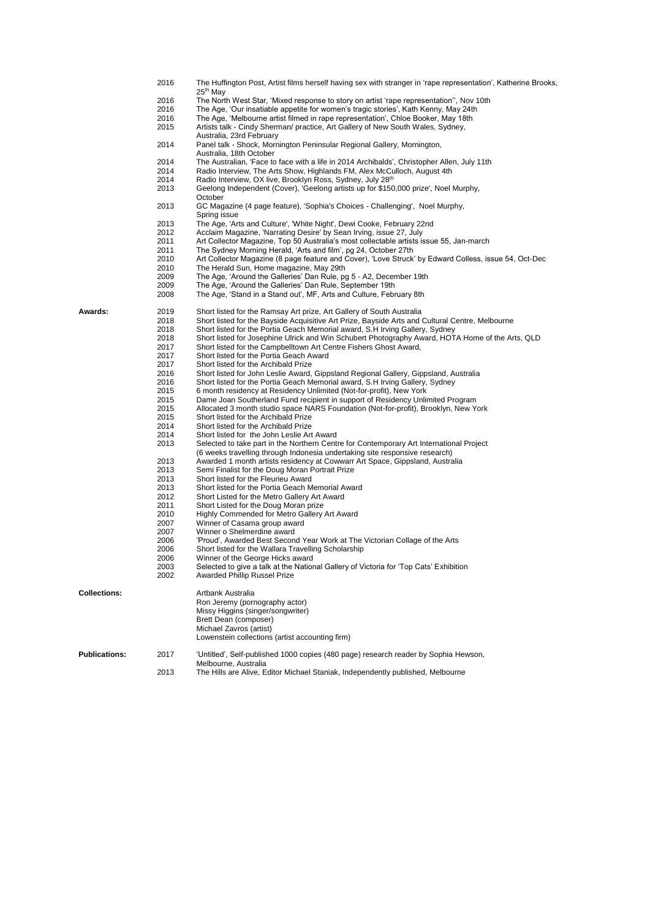| | | |
|---|---|---|
| | 2016 | The Huffington Post, Artist films herself having sex with stranger in 'rape representation', Katherine Brooks, 25th May |
| | 2016 | The North West Star, 'Mixed response to story on artist 'rape representation'', Nov 10th |
| | 2016 | The Age, 'Our insatiable appetite for women's tragic stories', Kath Kenny, May 24th |
| | 2016 | The Age, 'Melbourne artist filmed in rape representation', Chloe Booker, May 18th |
| | 2015 | Artists talk - Cindy Sherman/ practice, Art Gallery of New South Wales, Sydney, Australia, 23rd February |
| | 2014 | Panel talk - Shock, Mornington Peninsular Regional Gallery, Mornington, Australia, 18th October |
| | 2014 | The Australian, 'Face to face with a life in 2014 Archibalds', Christopher Allen, July 11th |
| | 2014 | Radio Interview, The Arts Show, Highlands FM, Alex McCulloch, August 4th |
| | 2014 | Radio Interview, OX live, Brooklyn Ross, Sydney, July 28th |
| | 2013 | Geelong Independent (Cover), 'Geelong artists up for $150,000 prize', Noel Murphy, October |
| | 2013 | GC Magazine (4 page feature), 'Sophia's Choices - Challenging', Noel Murphy, Spring issue |
| | 2013 | The Age, 'Arts and Culture', 'White Night', Dewi Cooke, February 22nd |
| | 2012 | Acclaim Magazine, 'Narrating Desire' by Sean Irving, issue 27, July |
| | 2011 | Art Collector Magazine, Top 50 Australia's most collectable artists issue 55, Jan-march |
| | 2011 | The Sydney Morning Herald, 'Arts and film', pg 24, October 27th |
| | 2010 | Art Collector Magazine (8 page feature and Cover), 'Love Struck' by Edward Colless, issue 54, Oct-Dec |
| | 2010 | The Herald Sun, Home magazine, May 29th |
| | 2009 | The Age, 'Around the Galleries' Dan Rule, pg 5 - A2, December 19th |
| | 2009 | The Age, 'Around the Galleries' Dan Rule, September 19th |
| | 2008 | The Age, 'Stand in a Stand out', MF, Arts and Culture, February 8th |
| **Awards:** | 2019 | Short listed for the Ramsay Art prize, Art Gallery of South Australia |
| | 2018 | Short listed for the Bayside Acquisitive Art Prize, Bayside Arts and Cultural Centre, Melbourne |
| | 2018 | Short listed for the Portia Geach Memorial award, S.H Irving Gallery, Sydney |
| | 2018 | Short listed for Josephine Ulrick and Win Schubert Photography Award, HOTA Home of the Arts, QLD |
| | 2017 | Short listed for the Campbelltown Art Centre Fishers Ghost Award, |
| | 2017 | Short listed for the Portia Geach Award |
| | 2017 | Short listed for the Archibald Prize |
| | 2016 | Short listed for John Leslie Award, Gippsland Regional Gallery, Gippsland, Australia |
| | 2016 | Short listed for the Portia Geach Memorial award, S.H Irving Gallery, Sydney |
| | 2015 | 6 month residency at Residency Unlimited (Not-for-profit), New York |
| | 2015 | Dame Joan Southerland Fund recipient in support of Residency Unlimited Program |
| | 2015 | Allocated 3 month studio space NARS Foundation (Not-for-profit), Brooklyn, New York |
| | 2015 | Short listed for the Archibald Prize |
| | 2014 | Short listed for the Archibald Prize |
| | 2014 | Short listed for the John Leslie Art Award |
| | 2013 | Selected to take part in the Northern Centre for Contemporary Art International Project (6 weeks travelling through Indonesia undertaking site responsive research) |
| | 2013 | Awarded 1 month artists residency at Cowwarr Art Space, Gippsland, Australia |
| | 2013 | Semi Finalist for the Doug Moran Portrait Prize |
| | 2013 | Short listed for the Fleurieu Award |
| | 2013 | Short listed for the Portia Geach Memorial Award |
| | 2012 | Short Listed for the Metro Gallery Art Award |
| | 2011 | Short Listed for the Doug Moran prize |
| | 2010 | Highly Commended for Metro Gallery Art Award |
| | 2007 | Winner of Casama group award |
| | 2007 | Winner o Shelmerdine award |
| | 2006 | 'Proud', Awarded Best Second Year Work at The Victorian Collage of the Arts |
| | 2006 | Short listed for the Wallara Travelling Scholarship |
| | 2006 | Winner of the George Hicks award |
| | 2003 | Selected to give a talk at the National Gallery of Victoria for 'Top Cats' Exhibition |
| | 2002 | Awarded Phillip Russel Prize |
| **Collections:** | | Artbank Australia |
| | | Ron Jeremy (pornography actor) |
| | | Missy Higgins (singer/songwriter) |
| | | Brett Dean (composer) |
| | | Michael Zavros (artist) |
| | | Lowenstein collections (artist accounting firm) |
| **Publications:** | 2017 | 'Untitled', Self-published 1000 copies (480 page) research reader by Sophia Hewson, Melbourne, Australia |
| | 2013 | The Hills are Alive, Editor Michael Staniak, Independently published, Melbourne |